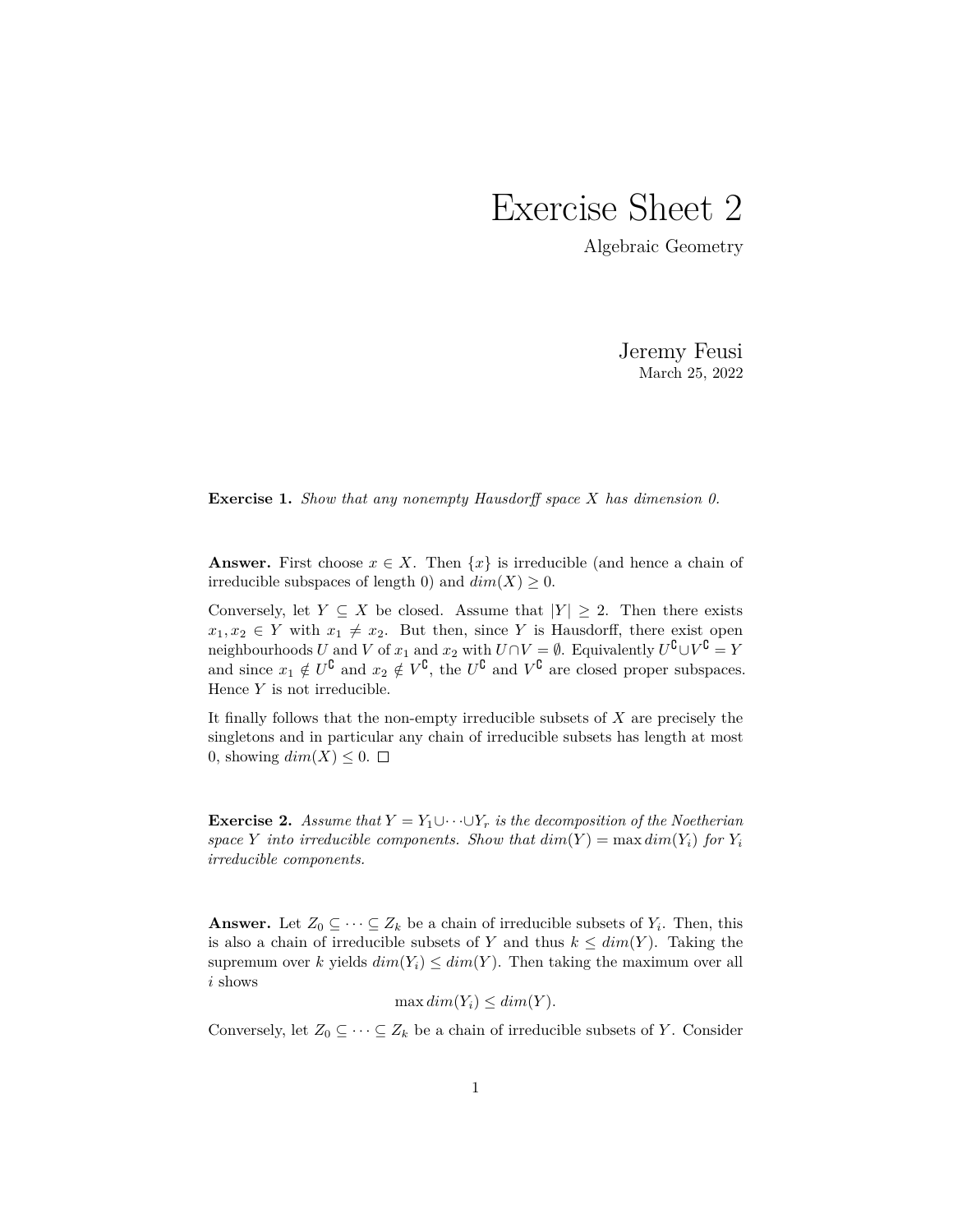# Exercise Sheet 2

Algebraic Geometry

Jeremy Feusi

March 25, 2022

**Exercise 1.** *Show that any nonempty Hausdorff space $X$ has dimension 0.*

**Answer.** First choose $x \in X$. Then $\{x\}$ is irreducible (and hence a chain of irreducible subspaces of length 0) and $dim(X) \geq 0$.

Conversely, let $Y \subseteq X$ be closed. Assume that $|Y| \geq 2$. Then there exists $x_1, x_2 \in Y$ with $x_1 \neq x_2$. But then, since $Y$ is Hausdorff, there exist open neighbourhoods $U$ and $V$ of $x_1$ and $x_2$ with $U \cap V = \emptyset$. Equivalently $U^{\complement} \cup V^{\complement} = Y$ and since $x_1 \notin U^{\complement}$ and $x_2 \notin V^{\complement}$, the $U^{\complement}$ and $V^{\complement}$ are closed proper subspaces. Hence $Y$ is not irreducible.

It finally follows that the non-empty irreducible subsets of $X$ are precisely the singletons and in particular any chain of irreducible subsets has length at most 0, showing $dim(X) \leq 0$. □

**Exercise 2.** *Assume that $Y = Y_1 \cup \cdots \cup Y_r$ is the decomposition of the Noetherian space $Y$ into irreducible components. Show that $dim(Y) = \max dim(Y_i)$ for $Y_i$ irreducible components.*

**Answer.** Let $Z_0 \subseteq \cdots \subseteq Z_k$ be a chain of irreducible subsets of $Y_i$. Then, this is also a chain of irreducible subsets of $Y$ and thus $k \leq dim(Y)$. Taking the supremum over $k$ yields $dim(Y_i) \leq dim(Y)$. Then taking the maximum over all $i$ shows

$$\max dim(Y_i) \leq dim(Y).$$

Conversely, let $Z_0 \subseteq \cdots \subseteq Z_k$ be a chain of irreducible subsets of $Y$. Consider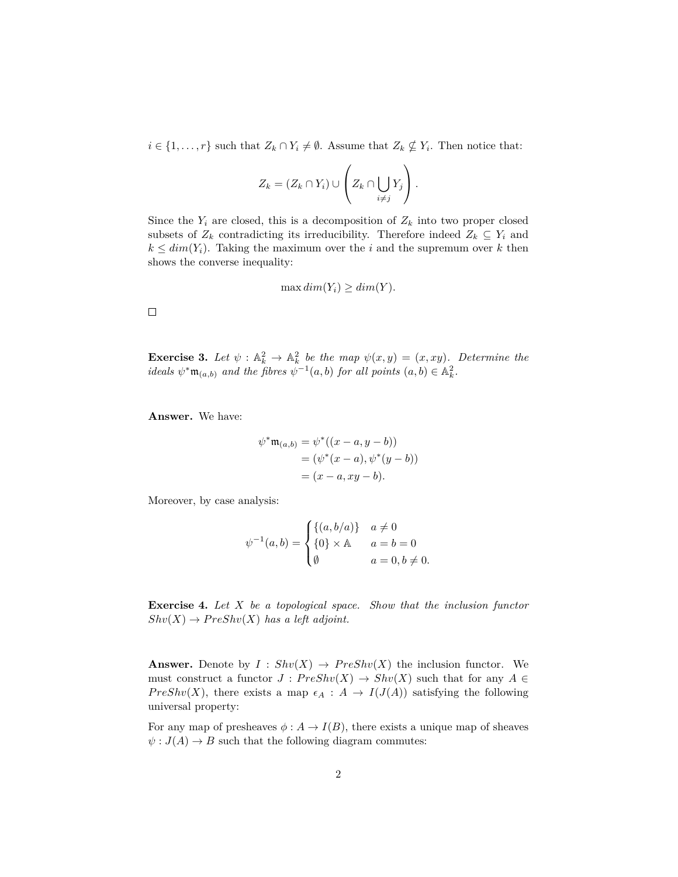$i \in \{1, \ldots, r\}$ such that $Z_k \cap Y_i \neq \emptyset$. Assume that $Z_k \nsubseteq Y_i$. Then notice that:

$$Z_k = (Z_k \cap Y_i) \cup \left( Z_k \cap \bigcup_{i \neq j} Y_j \right).$$

Since the $Y_i$ are closed, this is a decomposition of $Z_k$ into two proper closed subsets of $Z_k$ contradicting its irreducibility. Therefore indeed $Z_k \subseteq Y_i$ and $k \leq dim(Y_i)$. Taking the maximum over the $i$ and the supremum over $k$ then shows the converse inequality:

$$\max dim(Y_i) \geq dim(Y).$$

□

**Exercise 3.** *Let $\psi : \mathbb{A}_k^2 \to \mathbb{A}_k^2$ be the map $\psi(x, y) = (x, xy)$. Determine the ideals $\psi^* \mathfrak{m}_{(a,b)}$ and the fibres $\psi^{-1}(a, b)$ for all points $(a, b) \in \mathbb{A}_k^2$.*

**Answer.** We have:

$$\begin{aligned}
\psi^* \mathfrak{m}_{(a,b)} &= \psi^*((x - a, y - b)) \\
&= (\psi^*(x - a), \psi^*(y - b)) \\
&= (x - a, xy - b).
\end{aligned}$$

Moreover, by case analysis:

$$\psi^{-1}(a, b) = \begin{cases} \{(a, b/a)\} & a \neq 0 \\ \{0\} \times \mathbb{A} & a = b = 0 \\ \emptyset & a = 0, b \neq 0. \end{cases}$$

**Exercise 4.** *Let $X$ be a topological space. Show that the inclusion functor $Shv(X) \to PreShv(X)$ has a left adjoint.*

**Answer.** Denote by $I : Shv(X) \to PreShv(X)$ the inclusion functor. We must construct a functor $J : PreShv(X) \to Shv(X)$ such that for any $A \in PreShv(X)$, there exists a map $\epsilon_A : A \to I(J(A))$ satisfying the following universal property:

For any map of presheaves $\phi : A \to I(B)$, there exists a unique map of sheaves $\psi : J(A) \to B$ such that the following diagram commutes: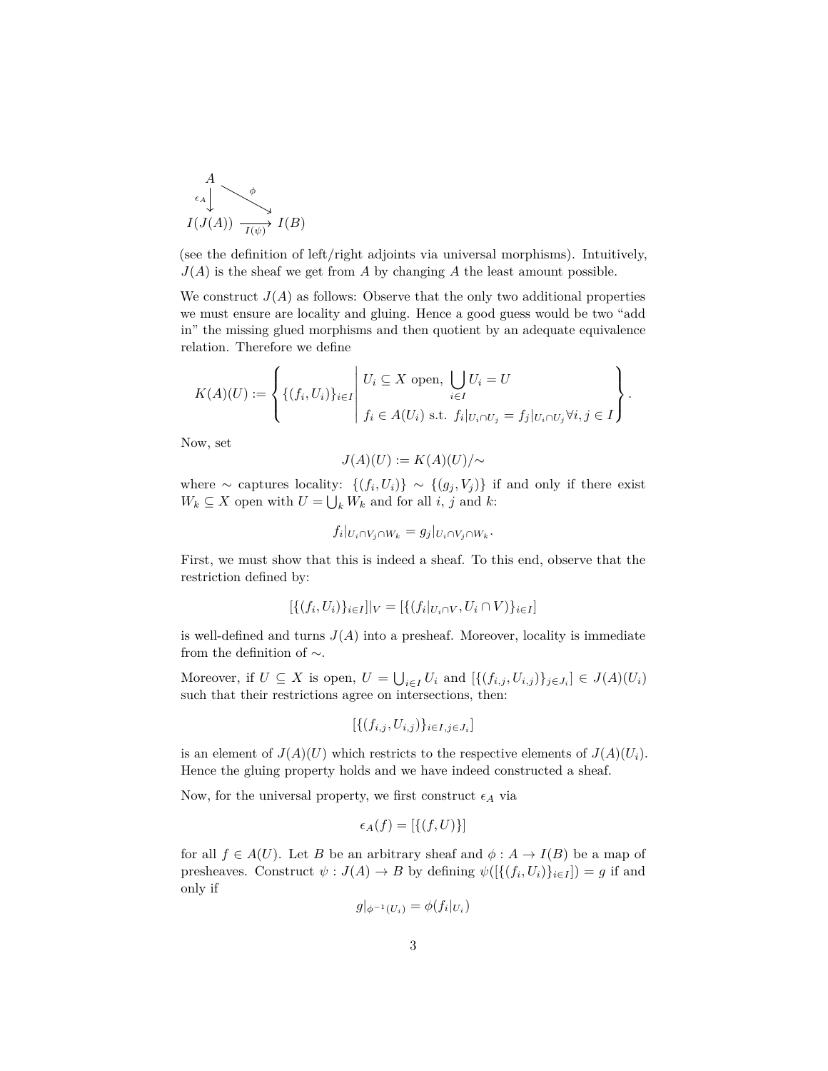$$
\begin{array}{ccc}
A & & \\
{\scriptstyle \epsilon_A}\downarrow & \overset{\phi}{\searrow} & \\
I(J(A)) & \xrightarrow[I(\psi)]{} & I(B)
\end{array}
$$

(see the definition of left/right adjoints via universal morphisms). Intuitively, $J(A)$ is the sheaf we get from $A$ by changing $A$ the least amount possible.

We construct $J(A)$ as follows: Observe that the only two additional properties we must ensure are locality and gluing. Hence a good guess would be two "add in" the missing glued morphisms and then quotient by an adequate equivalence relation. Therefore we define

$$
K(A)(U) := \left\{ \{(f_i, U_i)\}_{i \in I} \;\middle|\; \begin{array}{l} U_i \subseteq X \text{ open, } \bigcup_{i \in I} U_i = U \\ f_i \in A(U_i) \text{ s.t. } f_i|_{U_i \cap U_j} = f_j|_{U_i \cap U_j} \forall i, j \in I \end{array} \right\}.
$$

Now, set

$$
J(A)(U) := K(A)(U)/\sim
$$

where $\sim$ captures locality: $\{(f_i, U_i)\} \sim \{(g_j, V_j)\}$ if and only if there exist $W_k \subseteq X$ open with $U = \bigcup_k W_k$ and for all $i$, $j$ and $k$:

$$
f_i|_{U_i \cap V_j \cap W_k} = g_j|_{U_i \cap V_j \cap W_k}.
$$

First, we must show that this is indeed a sheaf. To this end, observe that the restriction defined by:

$$
[\{(f_i, U_i)\}_{i \in I}]|_V = [\{(f_i|_{U_i \cap V}, U_i \cap V)\}_{i \in I}]
$$

is well-defined and turns $J(A)$ into a presheaf. Moreover, locality is immediate from the definition of $\sim$.

Moreover, if $U \subseteq X$ is open, $U = \bigcup_{i \in I} U_i$ and $[\{(f_{i,j}, U_{i,j})\}_{j \in J_i}] \in J(A)(U_i)$ such that their restrictions agree on intersections, then:

$$
[\{(f_{i,j}, U_{i,j})\}_{i \in I, j \in J_i}]
$$

is an element of $J(A)(U)$ which restricts to the respective elements of $J(A)(U_i)$. Hence the gluing property holds and we have indeed constructed a sheaf.

Now, for the universal property, we first construct $\epsilon_A$ via

$$
\epsilon_A(f) = [\{(f, U)\}]
$$

for all $f \in A(U)$. Let $B$ be an arbitrary sheaf and $\phi : A \to I(B)$ be a map of presheaves. Construct $\psi : J(A) \to B$ by defining $\psi([\{(f_i, U_i)\}_{i \in I}]) = g$ if and only if

$$
g|_{\phi^{-1}(U_i)} = \phi(f_i|_{U_i})
$$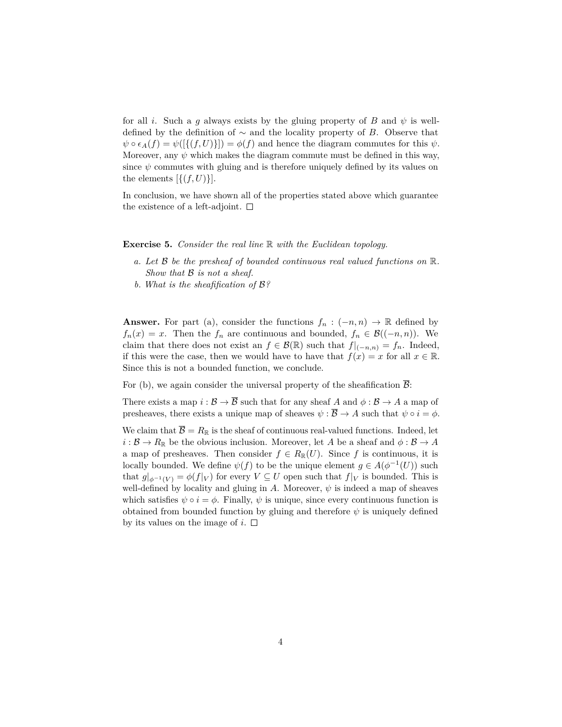for all $i$. Such a $g$ always exists by the gluing property of $B$ and $\psi$ is well-defined by the definition of $\sim$ and the locality property of $B$. Observe that $\psi \circ \epsilon_A(f) = \psi([\{(f, U)\}]) = \phi(f)$ and hence the diagram commutes for this $\psi$. Moreover, any $\psi$ which makes the diagram commute must be defined in this way, since $\psi$ commutes with gluing and is therefore uniquely defined by its values on the elements $[\{(f, U)\}]$.

In conclusion, we have shown all of the properties stated above which guarantee the existence of a left-adjoint. $\square$

**Exercise 5.** *Consider the real line $\mathbb{R}$ with the Euclidean topology.*

- *a. Let $\mathcal{B}$ be the presheaf of bounded continuous real valued functions on $\mathbb{R}$. Show that $\mathcal{B}$ is not a sheaf.*
- *b. What is the sheafification of $\mathcal{B}$?*

**Answer.** For part (a), consider the functions $f_n : (-n, n) \to \mathbb{R}$ defined by $f_n(x) = x$. Then the $f_n$ are continuous and bounded, $f_n \in \mathcal{B}((-n, n))$. We claim that there does not exist an $f \in \mathcal{B}(\mathbb{R})$ such that $f|_{(-n,n)} = f_n$. Indeed, if this were the case, then we would have to have that $f(x) = x$ for all $x \in \mathbb{R}$. Since this is not a bounded function, we conclude.

For (b), we again consider the universal property of the sheafification $\overline{\mathcal{B}}$:

There exists a map $i : \mathcal{B} \to \overline{\mathcal{B}}$ such that for any sheaf $A$ and $\phi : \mathcal{B} \to A$ a map of presheaves, there exists a unique map of sheaves $\psi : \overline{\mathcal{B}} \to A$ such that $\psi \circ i = \phi$.

We claim that $\overline{\mathcal{B}} = R_{\mathbb{R}}$ is the sheaf of continuous real-valued functions. Indeed, let $i : \mathcal{B} \to R_{\mathbb{R}}$ be the obvious inclusion. Moreover, let $A$ be a sheaf and $\phi : \mathcal{B} \to A$ a map of presheaves. Then consider $f \in R_{\mathbb{R}}(U)$. Since $f$ is continuous, it is locally bounded. We define $\psi(f)$ to be the unique element $g \in A(\phi^{-1}(U))$ such that $g|_{\phi^{-1}(V)} = \phi(f|_V)$ for every $V \subseteq U$ open such that $f|_V$ is bounded. This is well-defined by locality and gluing in $A$. Moreover, $\psi$ is indeed a map of sheaves which satisfies $\psi \circ i = \phi$. Finally, $\psi$ is unique, since every continuous function is obtained from bounded function by gluing and therefore $\psi$ is uniquely defined by its values on the image of $i$. $\square$